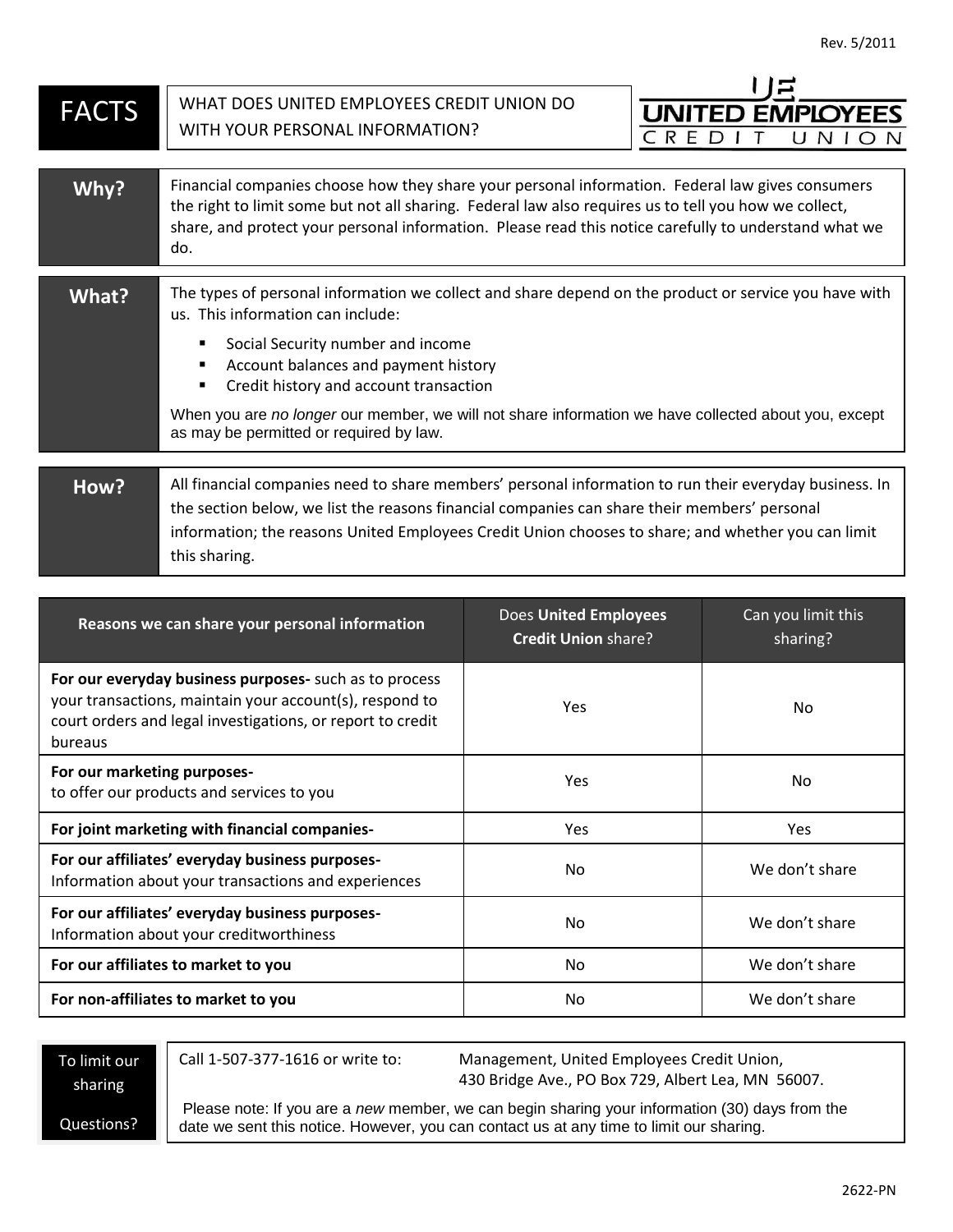# FACTS

## WHAT DOES UNITED EMPLOYEES CREDIT UNION DO WITH YOUR PERSONAL INFORMATION?

UE UNITED EMPLOYEES CREDIT UNION

| | |
|---|---|
| **Why?** | Financial companies choose how they share your personal information. Federal law gives consumers the right to limit some but not all sharing. Federal law also requires us to tell you how we collect, share, and protect your personal information. Please read this notice carefully to understand what we do. |
| **What?** | The types of personal information we collect and share depend on the product or service you have with us. This information can include:<br>▪ Social Security number and income<br>▪ Account balances and payment history<br>▪ Credit history and account transaction<br>When you are *no longer* our member, we will not share information we have collected about you, except as may be permitted or required by law. |
| **How?** | All financial companies need to share members' personal information to run their everyday business. In the section below, we list the reasons financial companies can share their members' personal information; the reasons United Employees Credit Union chooses to share; and whether you can limit this sharing. |

| Reasons we can share your personal information | Does **United Employees Credit Union** share? | Can you limit this sharing? |
|---|---|---|
| **For our everyday business purposes-** such as to process your transactions, maintain your account(s), respond to court orders and legal investigations, or report to credit bureaus | Yes | No |
| **For our marketing purposes-** to offer our products and services to you | Yes | No |
| **For joint marketing with financial companies-** | Yes | Yes |
| **For our affiliates' everyday business purposes-** Information about your transactions and experiences | No | We don't share |
| **For our affiliates' everyday business purposes-** Information about your creditworthiness | No | We don't share |
| **For our affiliates to market to you** | No | We don't share |
| **For non-affiliates to market to you** | No | We don't share |

| | |
|---|---|
| To limit our sharing<br><br>Questions? | Call 1-507-377-1616 or write to: Management, United Employees Credit Union, 430 Bridge Ave., PO Box 729, Albert Lea, MN 56007.<br><br>Please note: If you are a *new* member, we can begin sharing your information (30) days from the date we sent this notice. However, you can contact us at any time to limit our sharing. |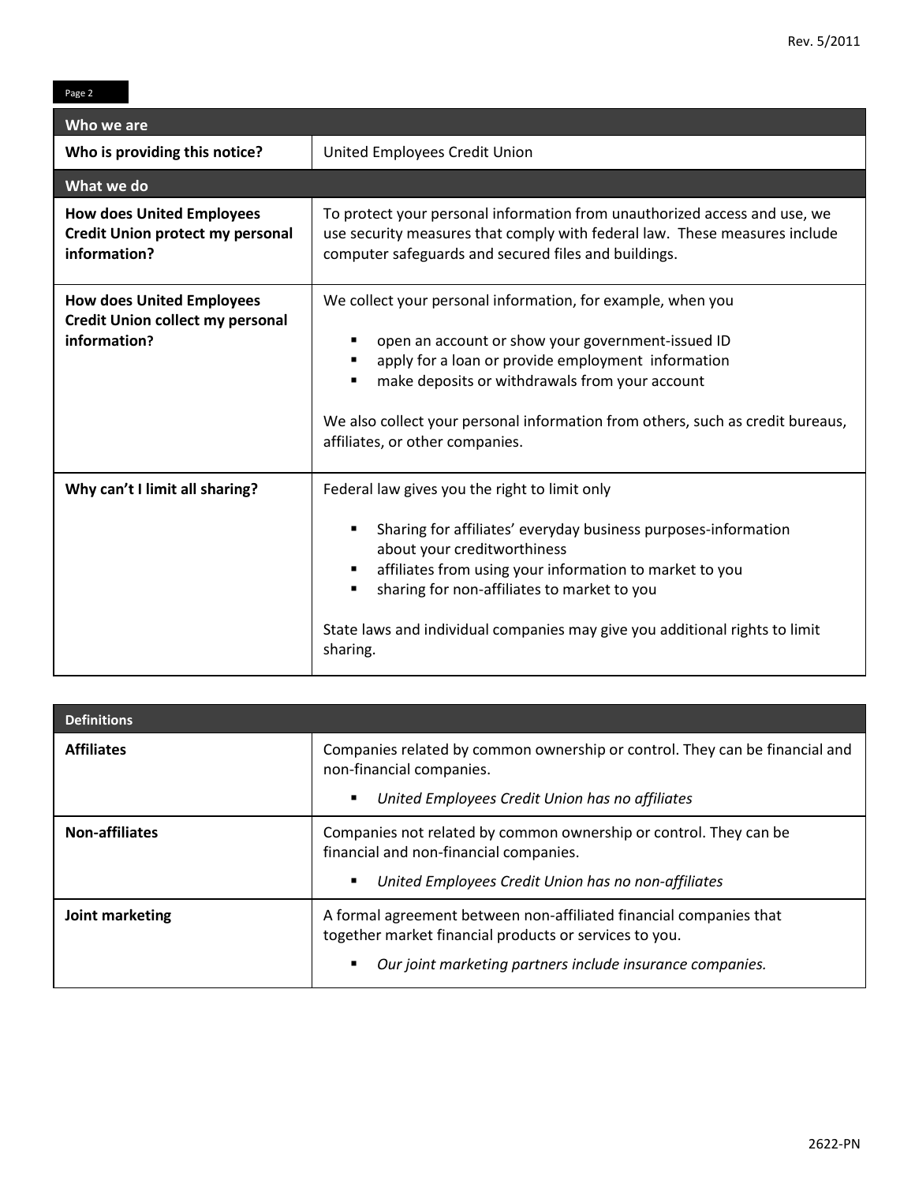Rev. 5/2011

| Who we are | |
| --- | --- |
| **Who is providing this notice?** | United Employees Credit Union |
| **What we do** | |
| **How does United Employees Credit Union protect my personal information?** | To protect your personal information from unauthorized access and use, we use security measures that comply with federal law. These measures include computer safeguards and secured files and buildings. |
| **How does United Employees Credit Union collect my personal information?** | We collect your personal information, for example, when you<br>▪ open an account or show your government-issued ID<br>▪ apply for a loan or provide employment information<br>▪ make deposits or withdrawals from your account<br><br>We also collect your personal information from others, such as credit bureaus, affiliates, or other companies. |
| **Why can't I limit all sharing?** | Federal law gives you the right to limit only<br>▪ Sharing for affiliates' everyday business purposes-information about your creditworthiness<br>▪ affiliates from using your information to market to you<br>▪ sharing for non-affiliates to market to you<br><br>State laws and individual companies may give you additional rights to limit sharing. |

| Definitions | |
| --- | --- |
| **Affiliates** | Companies related by common ownership or control. They can be financial and non-financial companies.<br>▪ *United Employees Credit Union has no affiliates* |
| **Non-affiliates** | Companies not related by common ownership or control. They can be financial and non-financial companies.<br>▪ *United Employees Credit Union has no non-affiliates* |
| **Joint marketing** | A formal agreement between non-affiliated financial companies that together market financial products or services to you.<br>▪ *Our joint marketing partners include insurance companies.* |

2622-PN